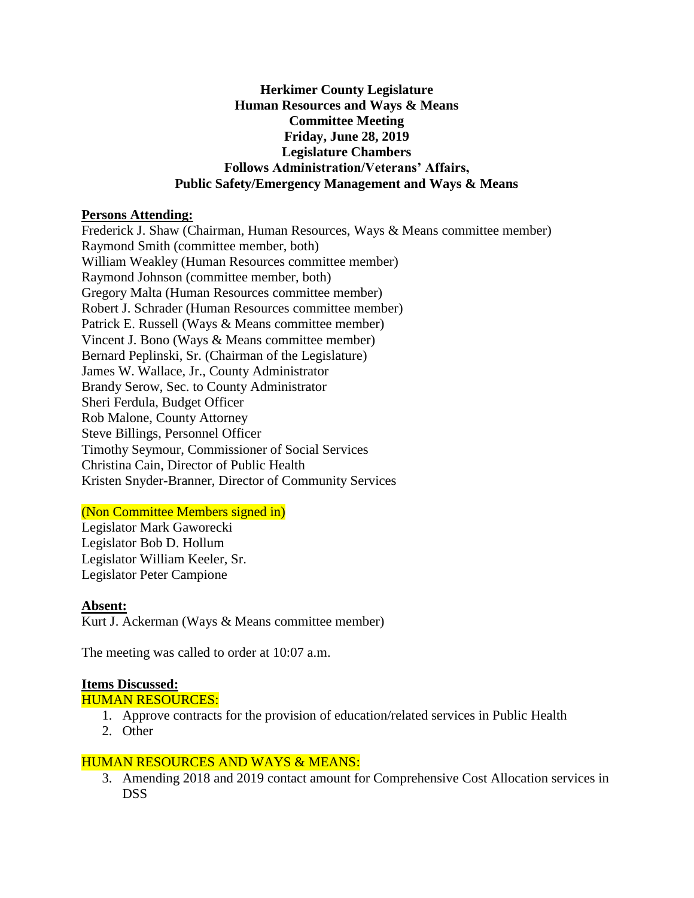**Herkimer County Legislature**
**Human Resources and Ways & Means**
**Committee Meeting**
**Friday, June 28, 2019**
**Legislature Chambers**
**Follows Administration/Veterans' Affairs,**
**Public Safety/Emergency Management and Ways & Means**

**Persons Attending:**

Frederick J. Shaw (Chairman, Human Resources, Ways & Means committee member)
Raymond Smith (committee member, both)
William Weakley (Human Resources committee member)
Raymond Johnson (committee member, both)
Gregory Malta (Human Resources committee member)
Robert J. Schrader (Human Resources committee member)
Patrick E. Russell (Ways & Means committee member)
Vincent J. Bono (Ways & Means committee member)
Bernard Peplinski, Sr. (Chairman of the Legislature)
James W. Wallace, Jr., County Administrator
Brandy Serow, Sec. to County Administrator
Sheri Ferdula, Budget Officer
Rob Malone, County Attorney
Steve Billings, Personnel Officer
Timothy Seymour, Commissioner of Social Services
Christina Cain, Director of Public Health
Kristen Snyder-Branner, Director of Community Services

(Non Committee Members signed in)

Legislator Mark Gaworecki
Legislator Bob D. Hollum
Legislator William Keeler, Sr.
Legislator Peter Campione

**Absent:**

Kurt J. Ackerman (Ways & Means committee member)

The meeting was called to order at 10:07 a.m.

**Items Discussed:**

HUMAN RESOURCES:

1. Approve contracts for the provision of education/related services in Public Health
2. Other

HUMAN RESOURCES AND WAYS & MEANS:

3. Amending 2018 and 2019 contact amount for Comprehensive Cost Allocation services in DSS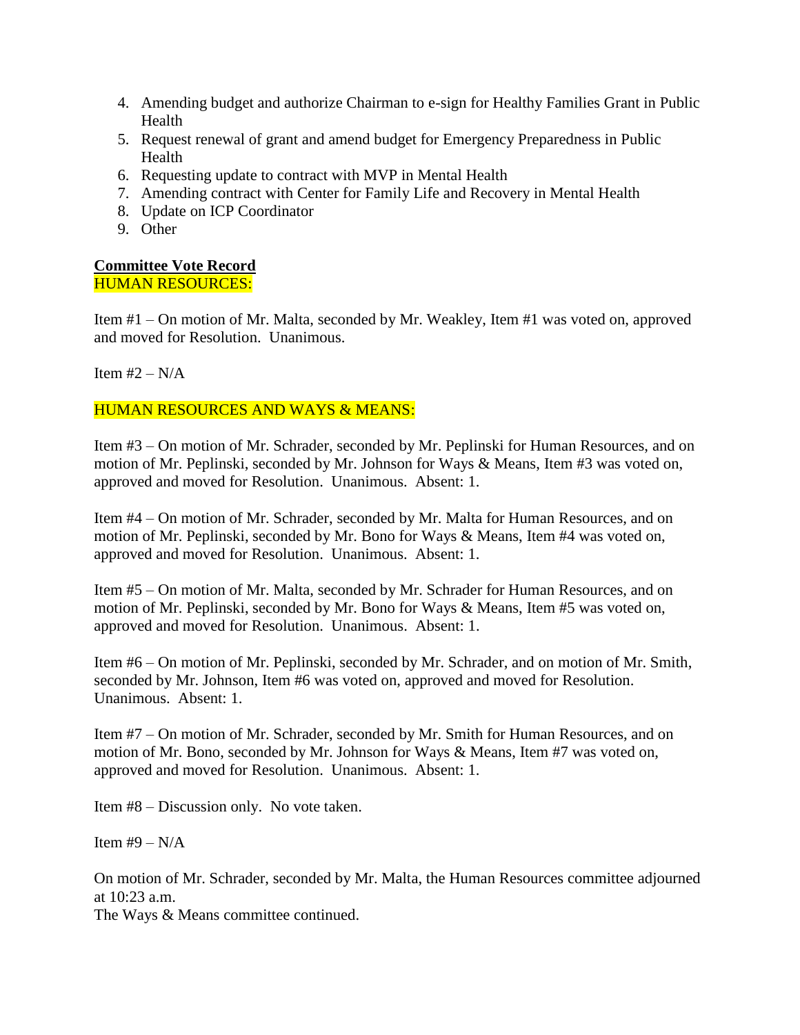4. Amending budget and authorize Chairman to e-sign for Healthy Families Grant in Public Health
5. Request renewal of grant and amend budget for Emergency Preparedness in Public Health
6. Requesting update to contract with MVP in Mental Health
7. Amending contract with Center for Family Life and Recovery in Mental Health
8. Update on ICP Coordinator
9. Other

**Committee Vote Record**

HUMAN RESOURCES:

Item #1 – On motion of Mr. Malta, seconded by Mr. Weakley, Item #1 was voted on, approved and moved for Resolution. Unanimous.

Item #2 – N/A

HUMAN RESOURCES AND WAYS & MEANS:

Item #3 – On motion of Mr. Schrader, seconded by Mr. Peplinski for Human Resources, and on motion of Mr. Peplinski, seconded by Mr. Johnson for Ways & Means, Item #3 was voted on, approved and moved for Resolution. Unanimous. Absent: 1.

Item #4 – On motion of Mr. Schrader, seconded by Mr. Malta for Human Resources, and on motion of Mr. Peplinski, seconded by Mr. Bono for Ways & Means, Item #4 was voted on, approved and moved for Resolution. Unanimous. Absent: 1.

Item #5 – On motion of Mr. Malta, seconded by Mr. Schrader for Human Resources, and on motion of Mr. Peplinski, seconded by Mr. Bono for Ways & Means, Item #5 was voted on, approved and moved for Resolution. Unanimous. Absent: 1.

Item #6 – On motion of Mr. Peplinski, seconded by Mr. Schrader, and on motion of Mr. Smith, seconded by Mr. Johnson, Item #6 was voted on, approved and moved for Resolution. Unanimous. Absent: 1.

Item #7 – On motion of Mr. Schrader, seconded by Mr. Smith for Human Resources, and on motion of Mr. Bono, seconded by Mr. Johnson for Ways & Means, Item #7 was voted on, approved and moved for Resolution. Unanimous. Absent: 1.

Item #8 – Discussion only. No vote taken.

Item #9 – N/A

On motion of Mr. Schrader, seconded by Mr. Malta, the Human Resources committee adjourned at 10:23 a.m.
The Ways & Means committee continued.